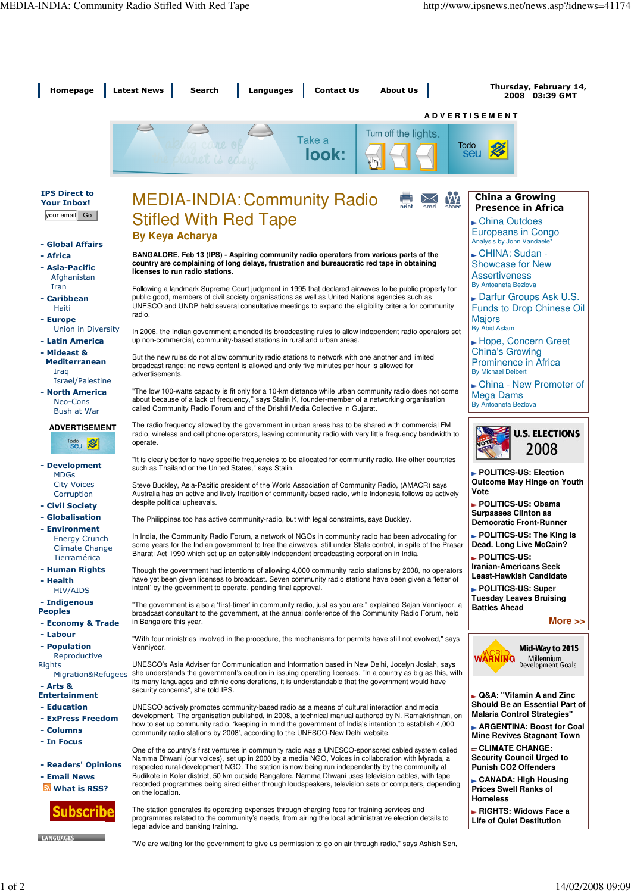# MEDIA-INDIA: Community Radio Stifled With Red Tape

**By Keya Acharya**

**BANGALORE, Feb 13 (IPS) - Aspiring community radio operators from various parts of the country are complaining of long delays, frustration and bureaucratic red tape in obtaining licenses to run radio stations.**

Following a landmark Supreme Court judgment in 1995 that declared airwaves to be public property for public good, members of civil society organisations as well as United Nations agencies such as UNESCO and UNDP held several consultative meetings to expand the eligibility criteria for community radio.

In 2006, the Indian government amended its broadcasting rules to allow independent radio operators set up non-commercial, community-based stations in rural and urban areas.

But the new rules do not allow community radio stations to network with one another and limited broadcast range; no news content is allowed and only five minutes per hour is allowed for advertisements.

"The low 100-watts capacity is fit only for a 10-km distance while urban community radio does not come about because of a lack of frequency," says Stalin K, founder-member of a networking organisation called Community Radio Forum and of the Drishti Media Collective in Gujarat.

The radio frequency allowed by the government in urban areas has to be shared with commercial FM radio, wireless and cell phone operators, leaving community radio with very little frequency bandwidth to operate.

"It is clearly better to have specific frequencies to be allocated for community radio, like other countries such as Thailand or the United States," says Stalin.

Steve Buckley, Asia-Pacific president of the World Association of Community Radio, (AMACR) says Australia has an active and lively tradition of community-based radio, while Indonesia follows as actively despite political upheavals.

The Philippines too has active community-radio, but with legal constraints, says Buckley.

In India, the Community Radio Forum, a network of NGOs in community radio had been advocating for some years for the Indian government to free the airwaves, still under State control, in spite of the Prasar Bharati Act 1990 which set up an ostensibly independent broadcasting corporation in India.

Though the government had intentions of allowing 4,000 community radio stations by 2008, no operators have yet been given licenses to broadcast. Seven community radio stations have been given a 'letter of intent' by the government to operate, pending final approval.

"The government is also a 'first-timer' in community radio, just as you are," explained Sajan Venniyoor, a broadcast consultant to the government, at the annual conference of the Community Radio Forum, held in Bangalore this year.

"With four ministries involved in the procedure, the mechanisms for permits have still not evolved," says Venniyoor.

UNESCO's Asia Adviser for Communication and Information based in New Delhi, Jocelyn Josiah, says she understands the government's caution in issuing operating licenses. "In a country as big as this, with its many languages and ethnic considerations, it is understandable that the government would have security concerns", she told IPS.

UNESCO actively promotes community-based radio as a means of cultural interaction and media development. The organisation published, in 2008, a technical manual authored by N. Ramakrishnan, on how to set up community radio, 'keeping in mind the government of India's intention to establish 4,000 community radio stations by 2008', according to the UNESCO-New Delhi website.

One of the country's first ventures in community radio was a UNESCO-sponsored cabled system called Namma Dhwani (our voices), set up in 2000 by a media NGO, Voices in collaboration with Myrada, a respected rural-development NGO. The station is now being run independently by the community at Budikote in Kolar district, 50 km outside Bangalore. Namma Dhwani uses television cables, with tape recorded programmes being aired either through loudspeakers, television sets or computers, depending on the location.

The station generates its operating expenses through charging fees for training services and programmes related to the community's needs, from airing the local administrative election details to legal advice and banking training.

"We are waiting for the government to give us permission to go on air through radio," says Ashish Sen,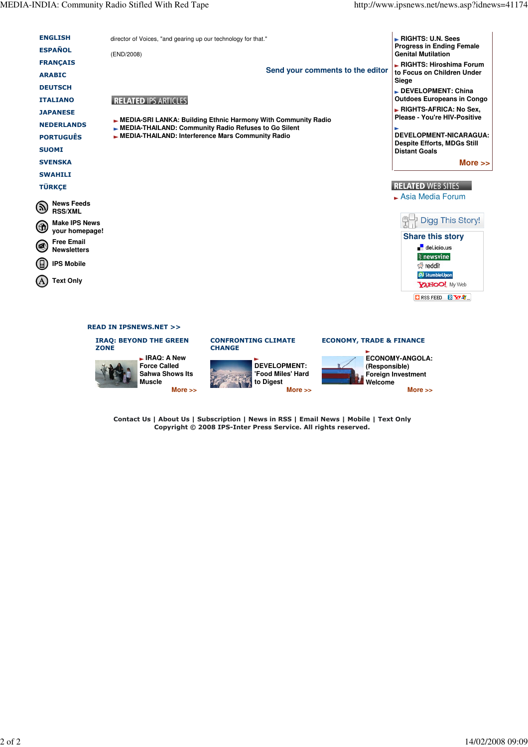director of Voices, "and gearing up our technology for that."

(END/2008)

Send your comments to the editor

## RELATED IPS ARTICLES

- MEDIA-SRI LANKA: Building Ethnic Harmony With Community Radio
- MEDIA-THAILAND: Community Radio Refuses to Go Silent
- MEDIA-THAILAND: Interference Mars Community Radio

- RIGHTS: U.N. Sees Progress in Ending Female Genital Mutilation
- RIGHTS: Hiroshima Forum to Focus on Children Under Siege
- DEVELOPMENT: China Outdoes Europeans in Congo
- RIGHTS-AFRICA: No Sex, Please - You're HIV-Positive
- DEVELOPMENT-NICARAGUA: Despite Efforts, MDGs Still Distant Goals

More >>

## RELATED WEB SITES

- Asia Media Forum

Digg This Story!

Share this story

del.icio.us
newsvine
reddit
StumbleUpon
YAHOO! My Web

RSS FEED

ENGLISH
ESPAÑOL
FRANÇAIS
ARABIC
DEUTSCH
ITALIANO
JAPANESE
NEDERLANDS
PORTUGUÊS
SUOMI
SVENSKA
SWAHILI
TÜRKÇE

News Feeds RSS/XML
Make IPS News your homepage!
Free Email Newsletters
IPS Mobile
Text Only

READ IN IPSNEWS.NET >>

**IRAQ: BEYOND THE GREEN ZONE**

IRAQ: A New Force Called Sahwa Shows Its Muscle

More >>

**CONFRONTING CLIMATE CHANGE**

DEVELOPMENT: 'Food Miles' Hard to Digest

More >>

**ECONOMY, TRADE & FINANCE**

ECONOMY-ANGOLA: (Responsible) Foreign Investment Welcome

More >>

Contact Us | About Us | Subscription | News in RSS | Email News | Mobile | Text Only
Copyright © 2008 IPS-Inter Press Service. All rights reserved.